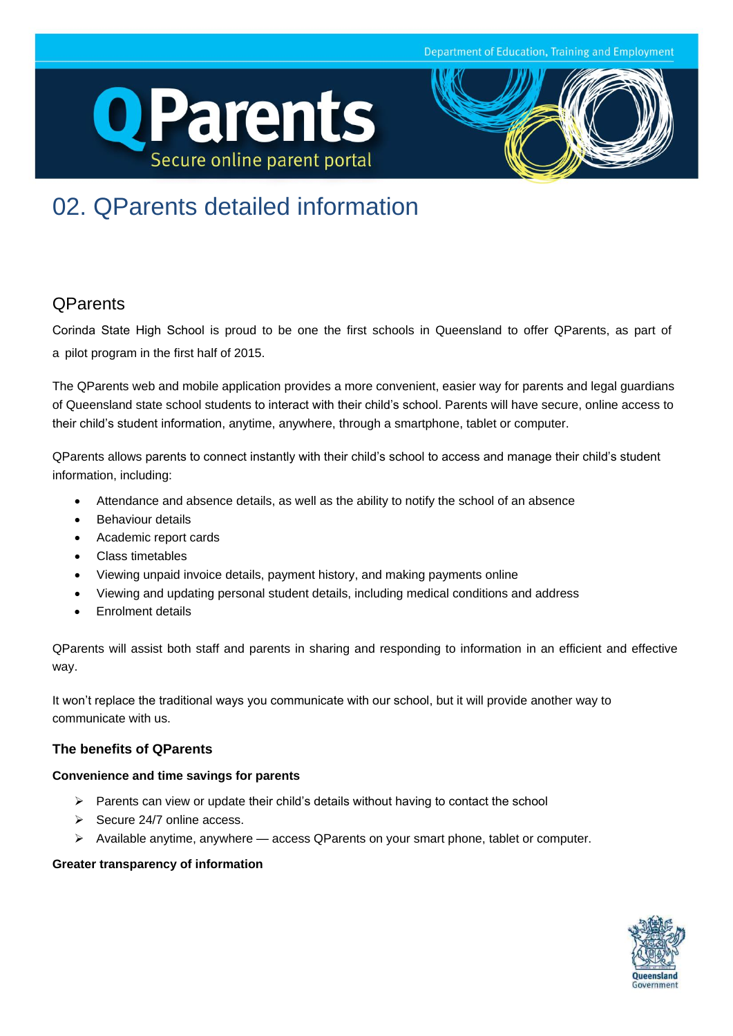# 02. QParents detailed information

## QParents

Corinda State High School is proud to be one the first schools in Queensland to offer QParents, as part of a pilot program in the first half of 2015.

The QParents web and mobile application provides a more convenient, easier way for parents and legal guardians of Queensland state school students to interact with their child's school. Parents will have secure, online access to their child's student information, anytime, anywhere, through a smartphone, tablet or computer.

QParents allows parents to connect instantly with their child's school to access and manage their child's student information, including:

- Attendance and absence details, as well as the ability to notify the school of an absence
- Behaviour details
- Academic report cards
- Class timetables
- Viewing unpaid invoice details, payment history, and making payments online
- Viewing and updating personal student details, including medical conditions and address
- Enrolment details

QParents will assist both staff and parents in sharing and responding to information in an efficient and effective way.

It won't replace the traditional ways you communicate with our school, but it will provide another way to communicate with us.

### The benefits of QParents

#### Convenience and time savings for parents

- Parents can view or update their child's details without having to contact the school
- Secure 24/7 online access.
- Available anytime, anywhere — access QParents on your smart phone, tablet or computer.

#### Greater transparency of information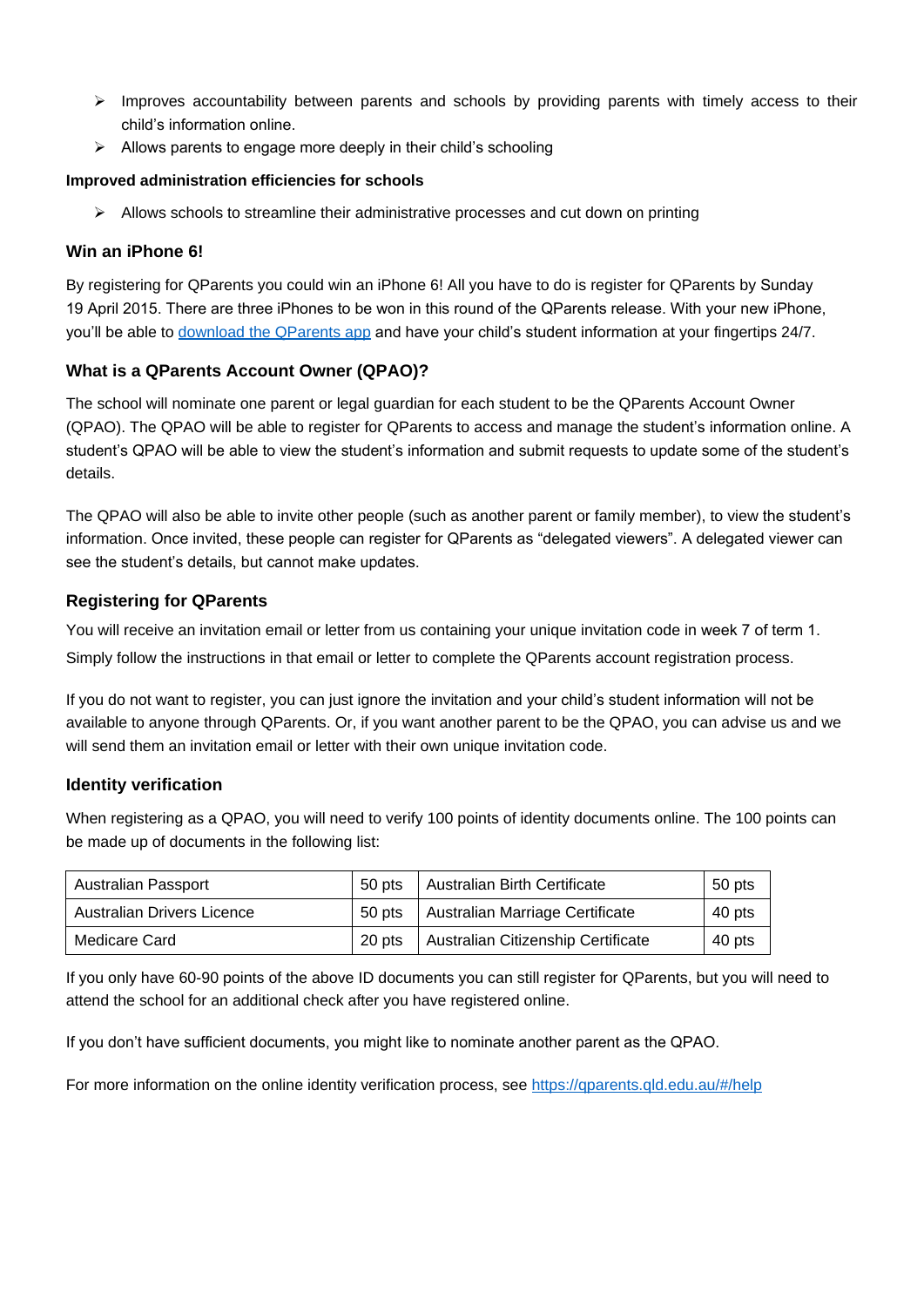- Improves accountability between parents and schools by providing parents with timely access to their child's information online.
- Allows parents to engage more deeply in their child's schooling

**Improved administration efficiencies for schools**

- Allows schools to streamline their administrative processes and cut down on printing

### Win an iPhone 6!

By registering for QParents you could win an iPhone 6! All you have to do is register for QParents by Sunday 19 April 2015. There are three iPhones to be won in this round of the QParents release. With your new iPhone, you'll be able to download the QParents app and have your child's student information at your fingertips 24/7.

### What is a QParents Account Owner (QPAO)?

The school will nominate one parent or legal guardian for each student to be the QParents Account Owner (QPAO). The QPAO will be able to register for QParents to access and manage the student's information online. A student's QPAO will be able to view the student's information and submit requests to update some of the student's details.

The QPAO will also be able to invite other people (such as another parent or family member), to view the student's information. Once invited, these people can register for QParents as "delegated viewers". A delegated viewer can see the student's details, but cannot make updates.

### Registering for QParents

You will receive an invitation email or letter from us containing your unique invitation code in week 7 of term 1. Simply follow the instructions in that email or letter to complete the QParents account registration process.

If you do not want to register, you can just ignore the invitation and your child's student information will not be available to anyone through QParents. Or, if you want another parent to be the QPAO, you can advise us and we will send them an invitation email or letter with their own unique invitation code.

### Identity verification

When registering as a QPAO, you will need to verify 100 points of identity documents online. The 100 points can be made up of documents in the following list:

| Australian Passport | 50 pts | Australian Birth Certificate | 50 pts |
|---|---|---|---|
| Australian Drivers Licence | 50 pts | Australian Marriage Certificate | 40 pts |
| Medicare Card | 20 pts | Australian Citizenship Certificate | 40 pts |

If you only have 60-90 points of the above ID documents you can still register for QParents, but you will need to attend the school for an additional check after you have registered online.

If you don't have sufficient documents, you might like to nominate another parent as the QPAO.

For more information on the online identity verification process, see https://qparents.qld.edu.au/#/help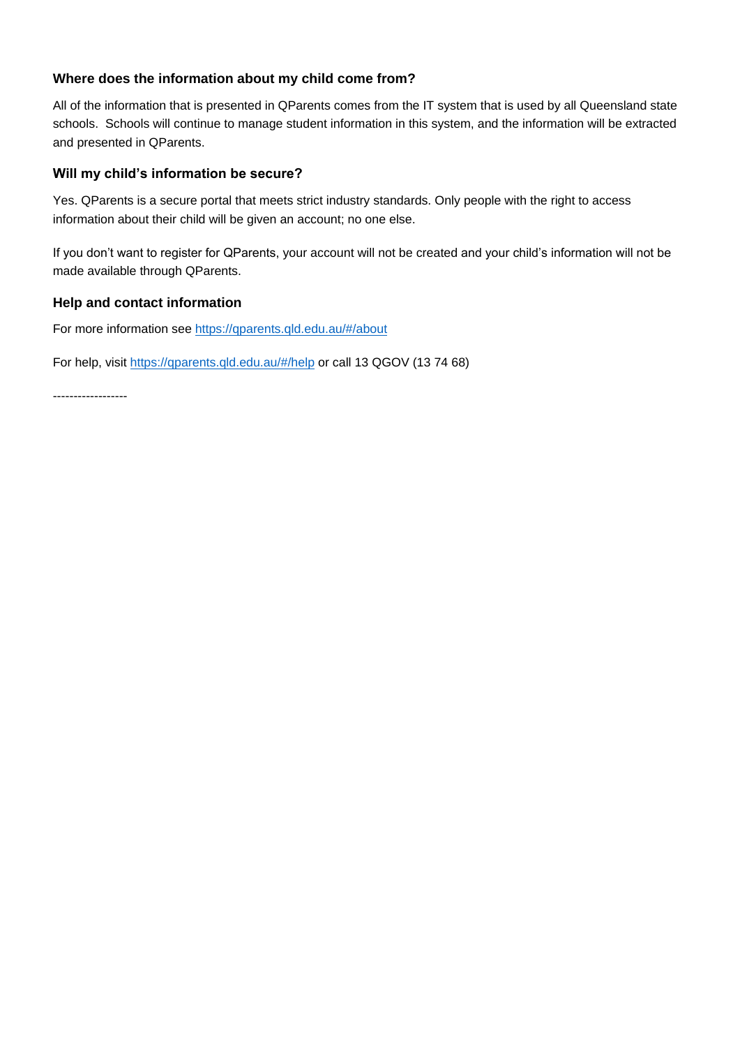### Where does the information about my child come from?

All of the information that is presented in QParents comes from the IT system that is used by all Queensland state schools. Schools will continue to manage student information in this system, and the information will be extracted and presented in QParents.

### Will my child's information be secure?

Yes. QParents is a secure portal that meets strict industry standards. Only people with the right to access information about their child will be given an account; no one else.

If you don't want to register for QParents, your account will not be created and your child's information will not be made available through QParents.

### Help and contact information

For more information see https://qparents.qld.edu.au/#/about

For help, visit https://qparents.qld.edu.au/#/help or call 13 QGOV (13 74 68)

------------------